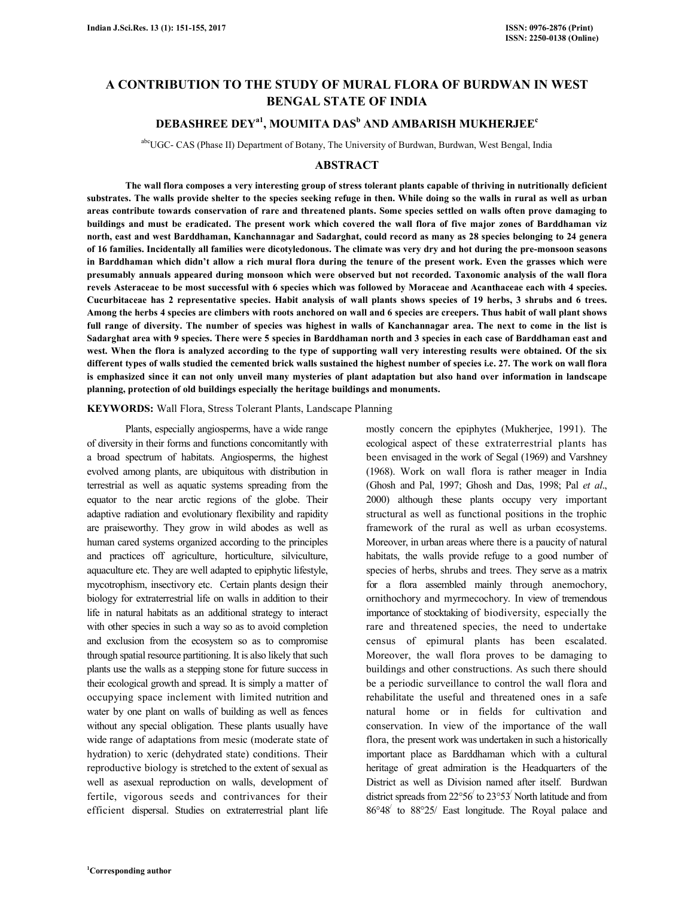# A CONTRIBUTION TO THE STUDY OF MURAL FLORA OF BURDWAN IN WEST BENGAL STATE OF INDIA

**DEBASHREE DEY[a1], MOUMITA DAS[b] AND AMBARISH MUKHERJEE[c]**

[abc]UGC- CAS (Phase II) Department of Botany, The University of Burdwan, Burdwan, West Bengal, India

## ABSTRACT

**The wall flora composes a very interesting group of stress tolerant plants capable of thriving in nutritionally deficient substrates. The walls provide shelter to the species seeking refuge in then. While doing so the walls in rural as well as urban areas contribute towards conservation of rare and threatened plants. Some species settled on walls often prove damaging to buildings and must be eradicated. The present work which covered the wall flora of five major zones of Barddhaman viz north, east and west Barddhaman, Kanchannagar and Sadarghat, could record as many as 28 species belonging to 24 genera of 16 families. Incidentally all families were dicotyledonous. The climate was very dry and hot during the pre-monsoon seasons in Barddhaman which didn't allow a rich mural flora during the tenure of the present work. Even the grasses which were presumably annuals appeared during monsoon which were observed but not recorded. Taxonomic analysis of the wall flora revels Asteraceae to be most successful with 6 species which was followed by Moraceae and Acanthaceae each with 4 species. Cucurbitaceae has 2 representative species. Habit analysis of wall plants shows species of 19 herbs, 3 shrubs and 6 trees. Among the herbs 4 species are climbers with roots anchored on wall and 6 species are creepers. Thus habit of wall plant shows full range of diversity. The number of species was highest in walls of Kanchannagar area. The next to come in the list is Sadarghat area with 9 species. There were 5 species in Barddhaman north and 3 species in each case of Barddhaman east and west. When the flora is analyzed according to the type of supporting wall very interesting results were obtained. Of the six different types of walls studied the cemented brick walls sustained the highest number of species i.e. 27. The work on wall flora is emphasized since it can not only unveil many mysteries of plant adaptation but also hand over information in landscape planning, protection of old buildings especially the heritage buildings and monuments.**

**KEYWORDS:** Wall Flora, Stress Tolerant Plants, Landscape Planning

Plants, especially angiosperms, have a wide range of diversity in their forms and functions concomitantly with a broad spectrum of habitats. Angiosperms, the highest evolved among plants, are ubiquitous with distribution in terrestrial as well as aquatic systems spreading from the equator to the near arctic regions of the globe. Their adaptive radiation and evolutionary flexibility and rapidity are praiseworthy. They grow in wild abodes as well as human cared systems organized according to the principles and practices off agriculture, horticulture, silviculture, aquaculture etc. They are well adapted to epiphytic lifestyle, mycotrophism, insectivory etc. Certain plants design their biology for extraterrestrial life on walls in addition to their life in natural habitats as an additional strategy to interact with other species in such a way so as to avoid completion and exclusion from the ecosystem so as to compromise through spatial resource partitioning. It is also likely that such plants use the walls as a stepping stone for future success in their ecological growth and spread. It is simply a matter of occupying space inclement with limited nutrition and water by one plant on walls of building as well as fences without any special obligation. These plants usually have wide range of adaptations from mesic (moderate state of hydration) to xeric (dehydrated state) conditions. Their reproductive biology is stretched to the extent of sexual as well as asexual reproduction on walls, development of fertile, vigorous seeds and contrivances for their efficient dispersal. Studies on extraterrestrial plant life mostly concern the epiphytes (Mukherjee, 1991). The ecological aspect of these extraterrestrial plants has been envisaged in the work of Segal (1969) and Varshney (1968). Work on wall flora is rather meager in India (Ghosh and Pal, 1997; Ghosh and Das, 1998; Pal *et al*., 2000) although these plants occupy very important structural as well as functional positions in the trophic framework of the rural as well as urban ecosystems. Moreover, in urban areas where there is a paucity of natural habitats, the walls provide refuge to a good number of species of herbs, shrubs and trees. They serve as a matrix for a flora assembled mainly through anemochory, ornithochory and myrmecochory. In view of tremendous importance of stocktaking of biodiversity, especially the rare and threatened species, the need to undertake census of epimural plants has been escalated. Moreover, the wall flora proves to be damaging to buildings and other constructions. As such there should be a periodic surveillance to control the wall flora and rehabilitate the useful and threatened ones in a safe natural home or in fields for cultivation and conservation. In view of the importance of the wall flora, the present work was undertaken in such a historically important place as Barddhaman which with a cultural heritage of great admiration is the Headquarters of the District as well as Division named after itself. Burdwan district spreads from 22°56/ to 23°53/ North latitude and from 86°48/ to 88°25/ East longitude. The Royal palace and

[1]Corresponding author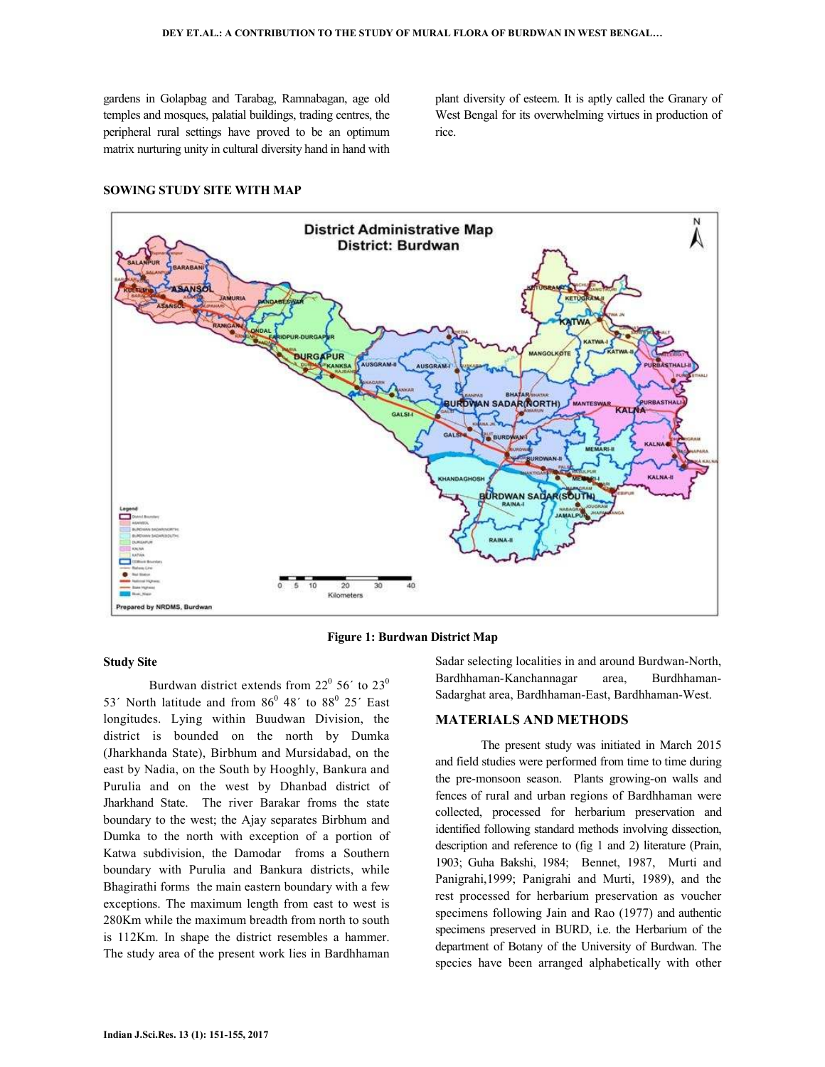gardens in Golapbag and Tarabag, Ramnabagan, age old temples and mosques, palatial buildings, trading centres, the peripheral rural settings have proved to be an optimum matrix nurturing unity in cultural diversity hand in hand with plant diversity of esteem. It is aptly called the Granary of West Bengal for its overwhelming virtues in production of rice.

### SOWING STUDY SITE WITH MAP

**Figure 1: Burdwan District Map**

### Study Site

Burdwan district extends from $22^0$ 56´ to $23^0$ 53´ North latitude and from $86^0$ 48´ to $88^0$ 25´ East longitudes. Lying within Buudwan Division, the district is bounded on the north by Dumka (Jharkhanda State), Birbhum and Mursidabad, on the east by Nadia, on the South by Hooghly, Bankura and Purulia and on the west by Dhanbad district of Jharkhand State. The river Barakar froms the state boundary to the west; the Ajay separates Birbhum and Dumka to the north with exception of a portion of Katwa subdivision, the Damodar froms a Southern boundary with Purulia and Bankura districts, while Bhagirathi forms the main eastern boundary with a few exceptions. The maximum length from east to west is 280Km while the maximum breadth from north to south is 112Km. In shape the district resembles a hammer. The study area of the present work lies in Bardhhaman Sadar selecting localities in and around Burdwan-North, Bardhhaman-Kanchannagar area, Burdhhaman-Sadarghat area, Bardhhaman-East, Bardhhaman-West.

## MATERIALS AND METHODS

The present study was initiated in March 2015 and field studies were performed from time to time during the pre-monsoon season. Plants growing-on walls and fences of rural and urban regions of Bardhhaman were collected, processed for herbarium preservation and identified following standard methods involving dissection, description and reference to (fig 1 and 2) literature (Prain, 1903; Guha Bakshi, 1984; Bennet, 1987, Murti and Panigrahi,1999; Panigrahi and Murti, 1989), and the rest processed for herbarium preservation as voucher specimens following Jain and Rao (1977) and authentic specimens preserved in BURD, i.e. the Herbarium of the department of Botany of the University of Burdwan. The species have been arranged alphabetically with other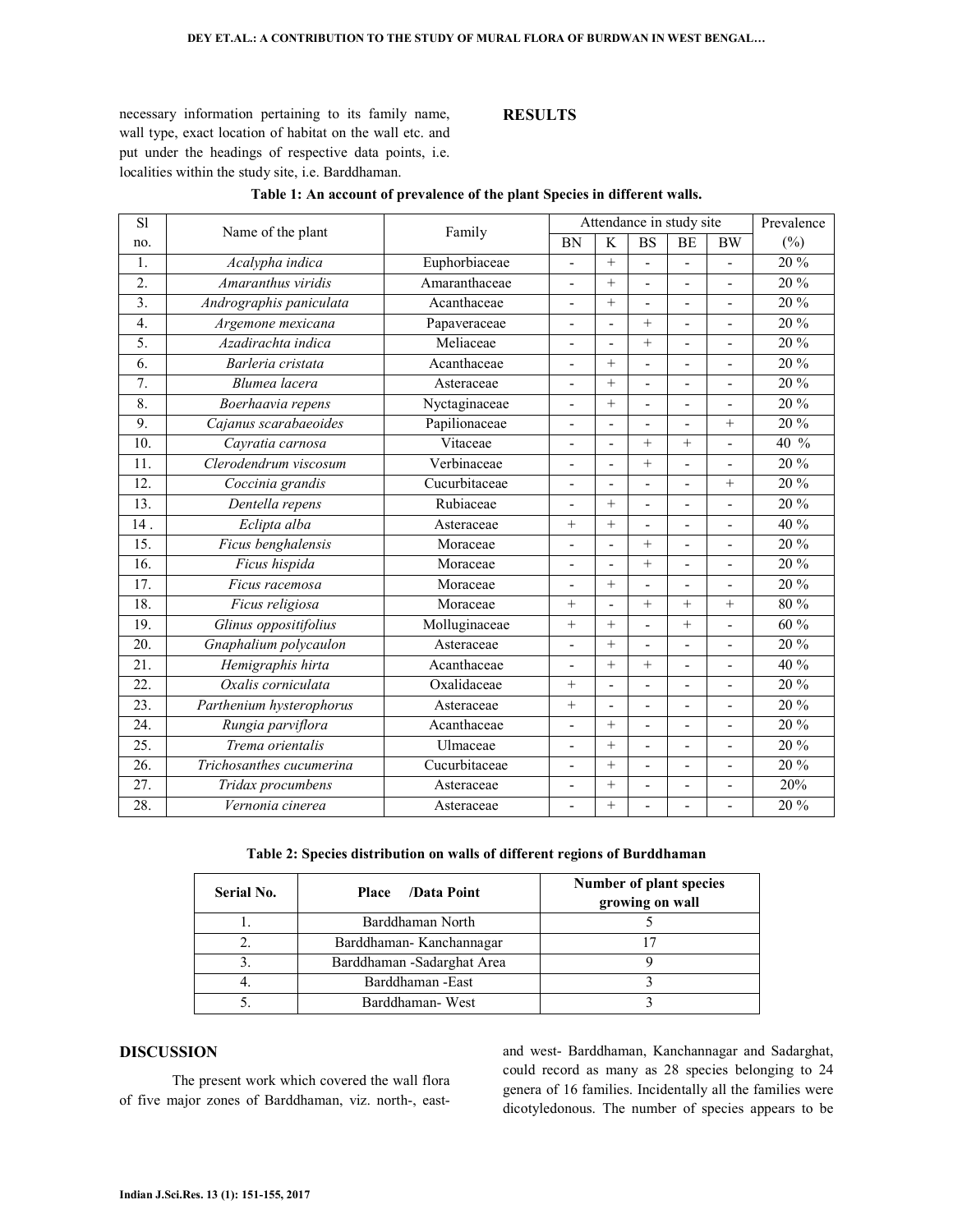necessary information pertaining to its family name, wall type, exact location of habitat on the wall etc. and put under the headings of respective data points, i.e. localities within the study site, i.e. Barddhaman.

## RESULTS

**Table 1: An account of prevalence of the plant Species in different walls.**

| Sl no. | Name of the plant | Family | Attendance in study site | | | | | Prevalence (%) |
|---|---|---|---|---|---|---|---|---|
| | | | BN | K | BS | BE | BW | |
| 1. | *Acalypha indica* | Euphorbiaceae | - | + | - | - | - | 20 % |
| 2. | *Amaranthus viridis* | Amaranthaceae | - | + | - | - | - | 20 % |
| 3. | *Andrographis paniculata* | Acanthaceae | - | + | - | - | - | 20 % |
| 4. | *Argemone mexicana* | Papaveraceae | - | - | + | - | - | 20 % |
| 5. | *Azadirachta indica* | Meliaceae | - | - | + | - | - | 20 % |
| 6. | *Barleria cristata* | Acanthaceae | - | + | - | - | - | 20 % |
| 7. | *Blumea lacera* | Asteraceae | - | + | - | - | - | 20 % |
| 8. | *Boerhaavia repens* | Nyctaginaceae | - | + | - | - | - | 20 % |
| 9. | *Cajanus scarabaeoides* | Papilionaceae | - | - | - | - | + | 20 % |
| 10. | *Cayratia carnosa* | Vitaceae | - | - | + | + | - | 40 % |
| 11. | *Clerodendrum viscosum* | Verbinaceae | - | - | + | - | - | 20 % |
| 12. | *Coccinia grandis* | Cucurbitaceae | - | - | - | - | + | 20 % |
| 13. | *Dentella repens* | Rubiaceae | - | + | - | - | - | 20 % |
| 14 . | *Eclipta alba* | Asteraceae | + | + | - | - | - | 40 % |
| 15. | *Ficus benghalensis* | Moraceae | - | - | + | - | - | 20 % |
| 16. | *Ficus hispida* | Moraceae | - | - | + | - | - | 20 % |
| 17. | *Ficus racemosa* | Moraceae | - | + | - | - | - | 20 % |
| 18. | *Ficus religiosa* | Moraceae | + | - | + | + | + | 80 % |
| 19. | *Glinus oppositifolius* | Molluginaceae | + | + | - | + | - | 60 % |
| 20. | *Gnaphalium polycaulon* | Asteraceae | - | + | - | - | - | 20 % |
| 21. | *Hemigraphis hirta* | Acanthaceae | - | + | + | - | - | 40 % |
| 22. | *Oxalis corniculata* | Oxalidaceae | + | - | - | - | - | 20 % |
| 23. | *Parthenium hysterophorus* | Asteraceae | + | - | - | - | - | 20 % |
| 24. | *Rungia parviflora* | Acanthaceae | - | + | - | - | - | 20 % |
| 25. | *Trema orientalis* | Ulmaceae | - | + | - | - | - | 20 % |
| 26. | *Trichosanthes cucumerina* | Cucurbitaceae | - | + | - | - | - | 20 % |
| 27. | *Tridax procumbens* | Asteraceae | - | + | - | - | - | 20% |
| 28. | *Vernonia cinerea* | Asteraceae | - | + | - | - | - | 20 % |

**Table 2: Species distribution on walls of different regions of Burddhaman**

| Serial No. | Place /Data Point | Number of plant species growing on wall |
|---|---|---|
| 1. | Barddhaman North | 5 |
| 2. | Barddhaman- Kanchannagar | 17 |
| 3. | Barddhaman -Sadarghat Area | 9 |
| 4. | Barddhaman -East | 3 |
| 5. | Barddhaman- West | 3 |

## DISCUSSION

The present work which covered the wall flora of five major zones of Barddhaman, viz. north-, east- and west- Barddhaman, Kanchannagar and Sadarghat, could record as many as 28 species belonging to 24 genera of 16 families. Incidentally all the families were dicotyledonous. The number of species appears to be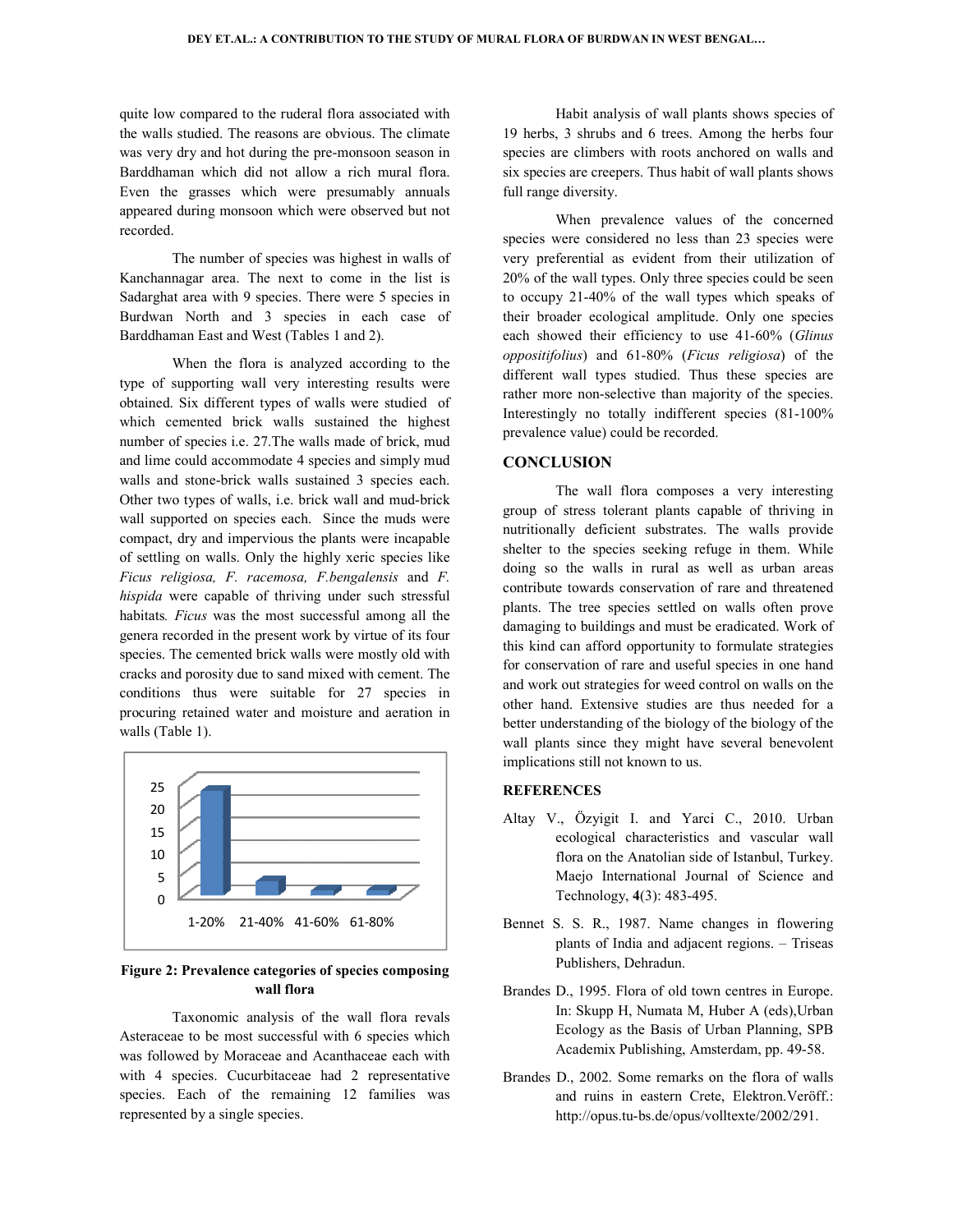quite low compared to the ruderal flora associated with the walls studied. The reasons are obvious. The climate was very dry and hot during the pre-monsoon season in Barddhaman which did not allow a rich mural flora. Even the grasses which were presumably annuals appeared during monsoon which were observed but not recorded.

The number of species was highest in walls of Kanchannagar area. The next to come in the list is Sadarghat area with 9 species. There were 5 species in Burdwan North and 3 species in each case of Barddhaman East and West (Tables 1 and 2).

When the flora is analyzed according to the type of supporting wall very interesting results were obtained. Six different types of walls were studied of which cemented brick walls sustained the highest number of species i.e. 27.The walls made of brick, mud and lime could accommodate 4 species and simply mud walls and stone-brick walls sustained 3 species each. Other two types of walls, i.e. brick wall and mud-brick wall supported on species each. Since the muds were compact, dry and impervious the plants were incapable of settling on walls. Only the highly xeric species like *Ficus religiosa, F. racemosa, F.bengalensis* and *F. hispida* were capable of thriving under such stressful habitats. *Ficus* was the most successful among all the genera recorded in the present work by virtue of its four species. The cemented brick walls were mostly old with cracks and porosity due to sand mixed with cement. The conditions thus were suitable for 27 species in procuring retained water and moisture and aeration in walls (Table 1).

**Figure 2: Prevalence categories of species composing wall flora**

Taxonomic analysis of the wall flora revals Asteraceae to be most successful with 6 species which was followed by Moraceae and Acanthaceae each with with 4 species. Cucurbitaceae had 2 representative species. Each of the remaining 12 families was represented by a single species.

Habit analysis of wall plants shows species of 19 herbs, 3 shrubs and 6 trees. Among the herbs four species are climbers with roots anchored on walls and six species are creepers. Thus habit of wall plants shows full range diversity.

When prevalence values of the concerned species were considered no less than 23 species were very preferential as evident from their utilization of 20% of the wall types. Only three species could be seen to occupy 21-40% of the wall types which speaks of their broader ecological amplitude. Only one species each showed their efficiency to use 41-60% (*Glinus oppositifolius*) and 61-80% (*Ficus religiosa*) of the different wall types studied. Thus these species are rather more non-selective than majority of the species. Interestingly no totally indifferent species (81-100% prevalence value) could be recorded.

## CONCLUSION

The wall flora composes a very interesting group of stress tolerant plants capable of thriving in nutritionally deficient substrates. The walls provide shelter to the species seeking refuge in them. While doing so the walls in rural as well as urban areas contribute towards conservation of rare and threatened plants. The tree species settled on walls often prove damaging to buildings and must be eradicated. Work of this kind can afford opportunity to formulate strategies for conservation of rare and useful species in one hand and work out strategies for weed control on walls on the other hand. Extensive studies are thus needed for a better understanding of the biology of the biology of the wall plants since they might have several benevolent implications still not known to us.

### REFERENCES

Altay V., Özyigit I. and Yarci C., 2010. Urban ecological characteristics and vascular wall flora on the Anatolian side of Istanbul, Turkey. Maejo International Journal of Science and Technology, **4**(3): 483-495.

Bennet S. S. R., 1987. Name changes in flowering plants of India and adjacent regions. – Triseas Publishers, Dehradun.

Brandes D., 1995. Flora of old town centres in Europe. In: Skupp H, Numata M, Huber A (eds),Urban Ecology as the Basis of Urban Planning, SPB Academix Publishing, Amsterdam, pp. 49-58.

Brandes D., 2002. Some remarks on the flora of walls and ruins in eastern Crete, Elektron.Veröff.: http://opus.tu-bs.de/opus/volltexte/2002/291.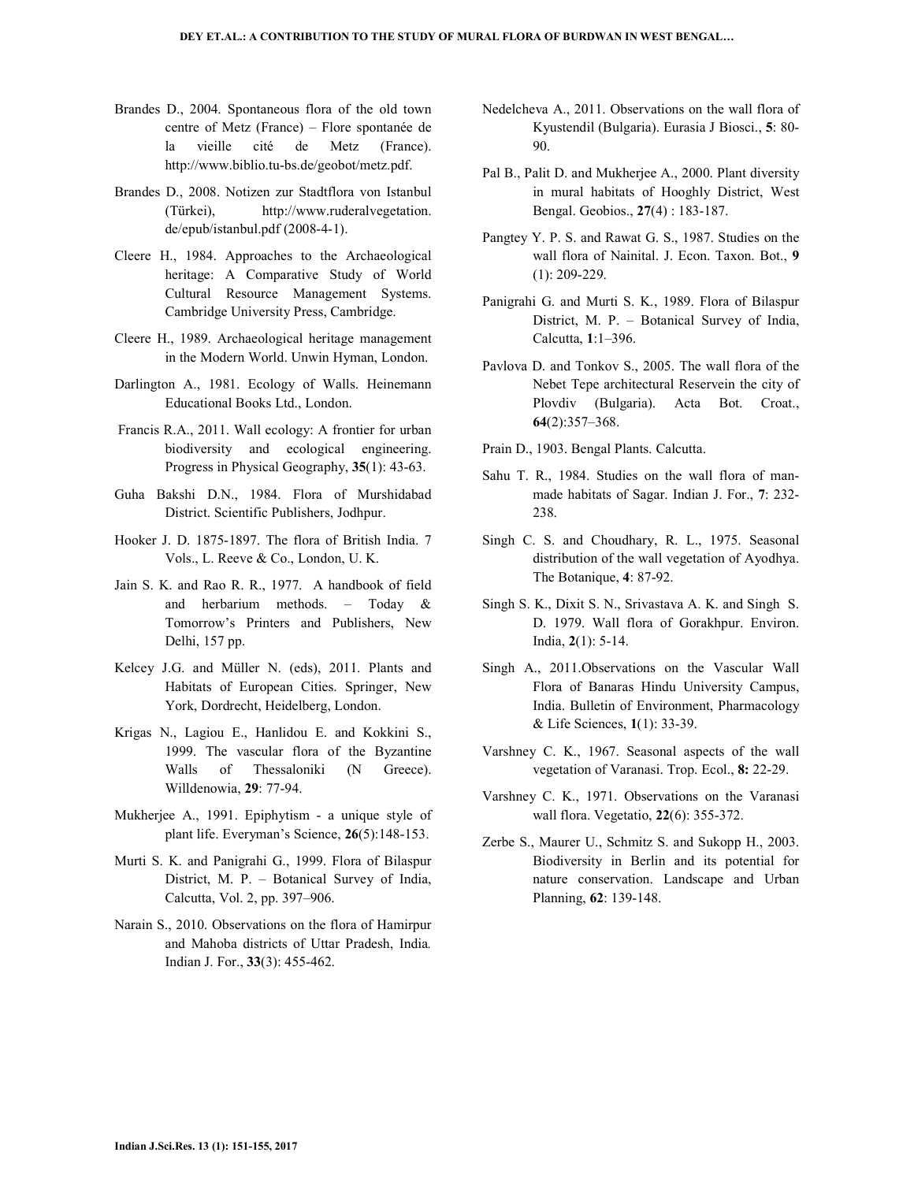Brandes D., 2004. Spontaneous flora of the old town centre of Metz (France) – Flore spontanée de la vieille cité de Metz (France). http://www.biblio.tu-bs.de/geobot/metz.pdf.

Brandes D., 2008. Notizen zur Stadtflora von Istanbul (Türkei), http://www.ruderalvegetation.de/epub/istanbul.pdf (2008-4-1).

Cleere H., 1984. Approaches to the Archaeological heritage: A Comparative Study of World Cultural Resource Management Systems. Cambridge University Press, Cambridge.

Cleere H., 1989. Archaeological heritage management in the Modern World. Unwin Hyman, London.

Darlington A., 1981. Ecology of Walls. Heinemann Educational Books Ltd., London.

Francis R.A., 2011. Wall ecology: A frontier for urban biodiversity and ecological engineering. Progress in Physical Geography, **35**(1): 43-63.

Guha Bakshi D.N., 1984. Flora of Murshidabad District. Scientific Publishers, Jodhpur.

Hooker J. D. 1875-1897. The flora of British India. 7 Vols., L. Reeve & Co., London, U. K.

Jain S. K. and Rao R. R., 1977. A handbook of field and herbarium methods. – Today & Tomorrow's Printers and Publishers, New Delhi, 157 pp.

Kelcey J.G. and Müller N. (eds), 2011. Plants and Habitats of European Cities. Springer, New York, Dordrecht, Heidelberg, London.

Krigas N., Lagiou E., Hanlidou E. and Kokkini S., 1999. The vascular flora of the Byzantine Walls of Thessaloniki (N Greece). Willdenowia, **29**: 77-94.

Mukherjee A., 1991. Epiphytism - a unique style of plant life. Everyman's Science, **26**(5):148-153.

Murti S. K. and Panigrahi G., 1999. Flora of Bilaspur District, M. P. – Botanical Survey of India, Calcutta, Vol. 2, pp. 397–906.

Narain S., 2010. Observations on the flora of Hamirpur and Mahoba districts of Uttar Pradesh, India. Indian J. For., **33**(3): 455-462.

Nedelcheva A., 2011. Observations on the wall flora of Kyustendil (Bulgaria). Eurasia J Biosci., **5**: 80-90.

Pal B., Palit D. and Mukherjee A., 2000. Plant diversity in mural habitats of Hooghly District, West Bengal. Geobios., **27**(4) : 183-187.

Pangtey Y. P. S. and Rawat G. S., 1987. Studies on the wall flora of Nainital. J. Econ. Taxon. Bot., **9** (1): 209-229.

Panigrahi G. and Murti S. K., 1989. Flora of Bilaspur District, M. P. – Botanical Survey of India, Calcutta, **1**:1–396.

Pavlova D. and Tonkov S., 2005. The wall flora of the Nebet Tepe architectural Reservein the city of Plovdiv (Bulgaria). Acta Bot. Croat., **64**(2):357–368.

Prain D., 1903. Bengal Plants. Calcutta.

Sahu T. R., 1984. Studies on the wall flora of man-made habitats of Sagar. Indian J. For., **7**: 232-238.

Singh C. S. and Choudhary, R. L., 1975. Seasonal distribution of the wall vegetation of Ayodhya. The Botanique, **4**: 87-92.

Singh S. K., Dixit S. N., Srivastava A. K. and Singh S. D. 1979. Wall flora of Gorakhpur. Environ. India, **2**(1): 5-14.

Singh A., 2011.Observations on the Vascular Wall Flora of Banaras Hindu University Campus, India. Bulletin of Environment, Pharmacology & Life Sciences, **1**(1): 33-39.

Varshney C. K., 1967. Seasonal aspects of the wall vegetation of Varanasi. Trop. Ecol., **8:** 22-29.

Varshney C. K., 1971. Observations on the Varanasi wall flora. Vegetatio, **22**(6): 355-372.

Zerbe S., Maurer U., Schmitz S. and Sukopp H., 2003. Biodiversity in Berlin and its potential for nature conservation. Landscape and Urban Planning, **62**: 139-148.